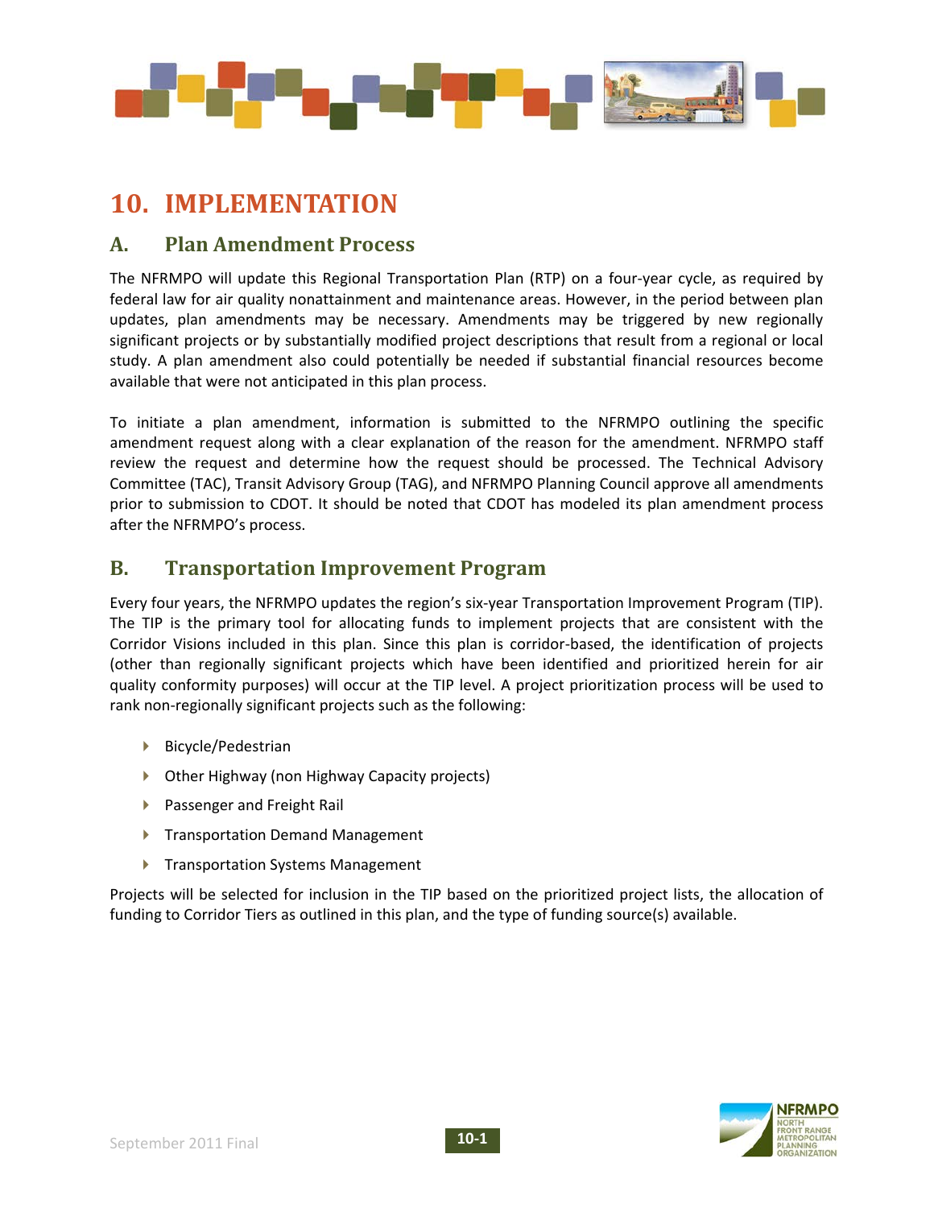# 10. IMPLEMENTATION

## A. Plan Amendment Process

The NFRMPO will update this Regional Transportation Plan (RTP) on a four-year cycle, as required by federal law for air quality nonattainment and maintenance areas. However, in the period between plan updates, plan amendments may be necessary. Amendments may be triggered by new regionally significant projects or by substantially modified project descriptions that result from a regional or local study. A plan amendment also could potentially be needed if substantial financial resources become available that were not anticipated in this plan process.

To initiate a plan amendment, information is submitted to the NFRMPO outlining the specific amendment request along with a clear explanation of the reason for the amendment. NFRMPO staff review the request and determine how the request should be processed. The Technical Advisory Committee (TAC), Transit Advisory Group (TAG), and NFRMPO Planning Council approve all amendments prior to submission to CDOT. It should be noted that CDOT has modeled its plan amendment process after the NFRMPO's process.

## B. Transportation Improvement Program

Every four years, the NFRMPO updates the region's six-year Transportation Improvement Program (TIP). The TIP is the primary tool for allocating funds to implement projects that are consistent with the Corridor Visions included in this plan. Since this plan is corridor-based, the identification of projects (other than regionally significant projects which have been identified and prioritized herein for air quality conformity purposes) will occur at the TIP level. A project prioritization process will be used to rank non-regionally significant projects such as the following:

- Bicycle/Pedestrian
- Other Highway (non Highway Capacity projects)
- Passenger and Freight Rail
- Transportation Demand Management
- Transportation Systems Management

Projects will be selected for inclusion in the TIP based on the prioritized project lists, the allocation of funding to Corridor Tiers as outlined in this plan, and the type of funding source(s) available.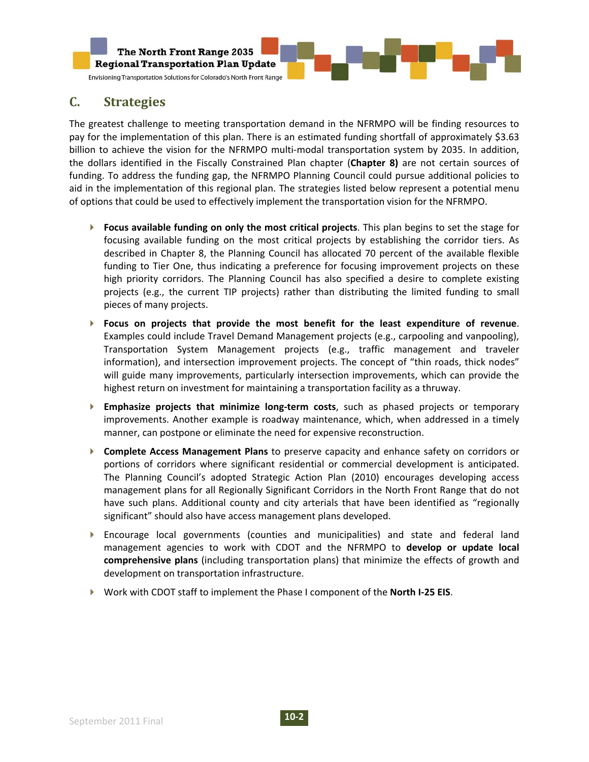## C. Strategies

The greatest challenge to meeting transportation demand in the NFRMPO will be finding resources to pay for the implementation of this plan. There is an estimated funding shortfall of approximately $3.63 billion to achieve the vision for the NFRMPO multi-modal transportation system by 2035. In addition, the dollars identified in the Fiscally Constrained Plan chapter (**Chapter 8)** are not certain sources of funding. To address the funding gap, the NFRMPO Planning Council could pursue additional policies to aid in the implementation of this regional plan. The strategies listed below represent a potential menu of options that could be used to effectively implement the transportation vision for the NFRMPO.

- **Focus available funding on only the most critical projects**. This plan begins to set the stage for focusing available funding on the most critical projects by establishing the corridor tiers. As described in Chapter 8, the Planning Council has allocated 70 percent of the available flexible funding to Tier One, thus indicating a preference for focusing improvement projects on these high priority corridors. The Planning Council has also specified a desire to complete existing projects (e.g., the current TIP projects) rather than distributing the limited funding to small pieces of many projects.
- **Focus on projects that provide the most benefit for the least expenditure of revenue**. Examples could include Travel Demand Management projects (e.g., carpooling and vanpooling), Transportation System Management projects (e.g., traffic management and traveler information), and intersection improvement projects. The concept of "thin roads, thick nodes" will guide many improvements, particularly intersection improvements, which can provide the highest return on investment for maintaining a transportation facility as a thruway.
- **Emphasize projects that minimize long-term costs**, such as phased projects or temporary improvements. Another example is roadway maintenance, which, when addressed in a timely manner, can postpone or eliminate the need for expensive reconstruction.
- **Complete Access Management Plans** to preserve capacity and enhance safety on corridors or portions of corridors where significant residential or commercial development is anticipated. The Planning Council's adopted Strategic Action Plan (2010) encourages developing access management plans for all Regionally Significant Corridors in the North Front Range that do not have such plans. Additional county and city arterials that have been identified as "regionally significant" should also have access management plans developed.
- Encourage local governments (counties and municipalities) and state and federal land management agencies to work with CDOT and the NFRMPO to **develop or update local comprehensive plans** (including transportation plans) that minimize the effects of growth and development on transportation infrastructure.
- Work with CDOT staff to implement the Phase I component of the **North I-25 EIS**.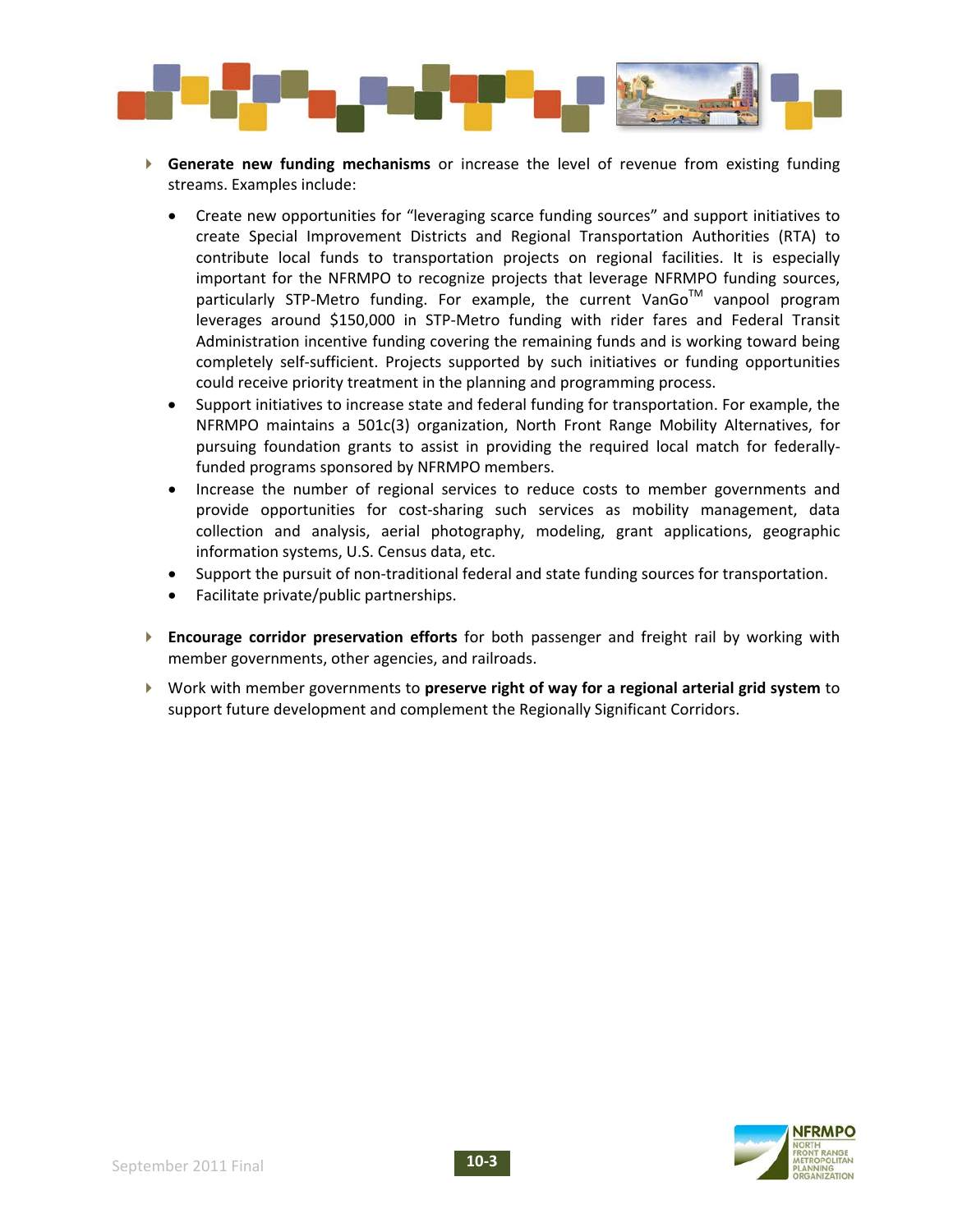- **Generate new funding mechanisms** or increase the level of revenue from existing funding streams. Examples include:
  - Create new opportunities for "leveraging scarce funding sources" and support initiatives to create Special Improvement Districts and Regional Transportation Authorities (RTA) to contribute local funds to transportation projects on regional facilities. It is especially important for the NFRMPO to recognize projects that leverage NFRMPO funding sources, particularly STP-Metro funding. For example, the current VanGo™ vanpool program leverages around $150,000 in STP-Metro funding with rider fares and Federal Transit Administration incentive funding covering the remaining funds and is working toward being completely self-sufficient. Projects supported by such initiatives or funding opportunities could receive priority treatment in the planning and programming process.
  - Support initiatives to increase state and federal funding for transportation. For example, the NFRMPO maintains a 501c(3) organization, North Front Range Mobility Alternatives, for pursuing foundation grants to assist in providing the required local match for federally-funded programs sponsored by NFRMPO members.
  - Increase the number of regional services to reduce costs to member governments and provide opportunities for cost-sharing such services as mobility management, data collection and analysis, aerial photography, modeling, grant applications, geographic information systems, U.S. Census data, etc.
  - Support the pursuit of non-traditional federal and state funding sources for transportation.
  - Facilitate private/public partnerships.

- **Encourage corridor preservation efforts** for both passenger and freight rail by working with member governments, other agencies, and railroads.

- Work with member governments to **preserve right of way for a regional arterial grid system** to support future development and complement the Regionally Significant Corridors.